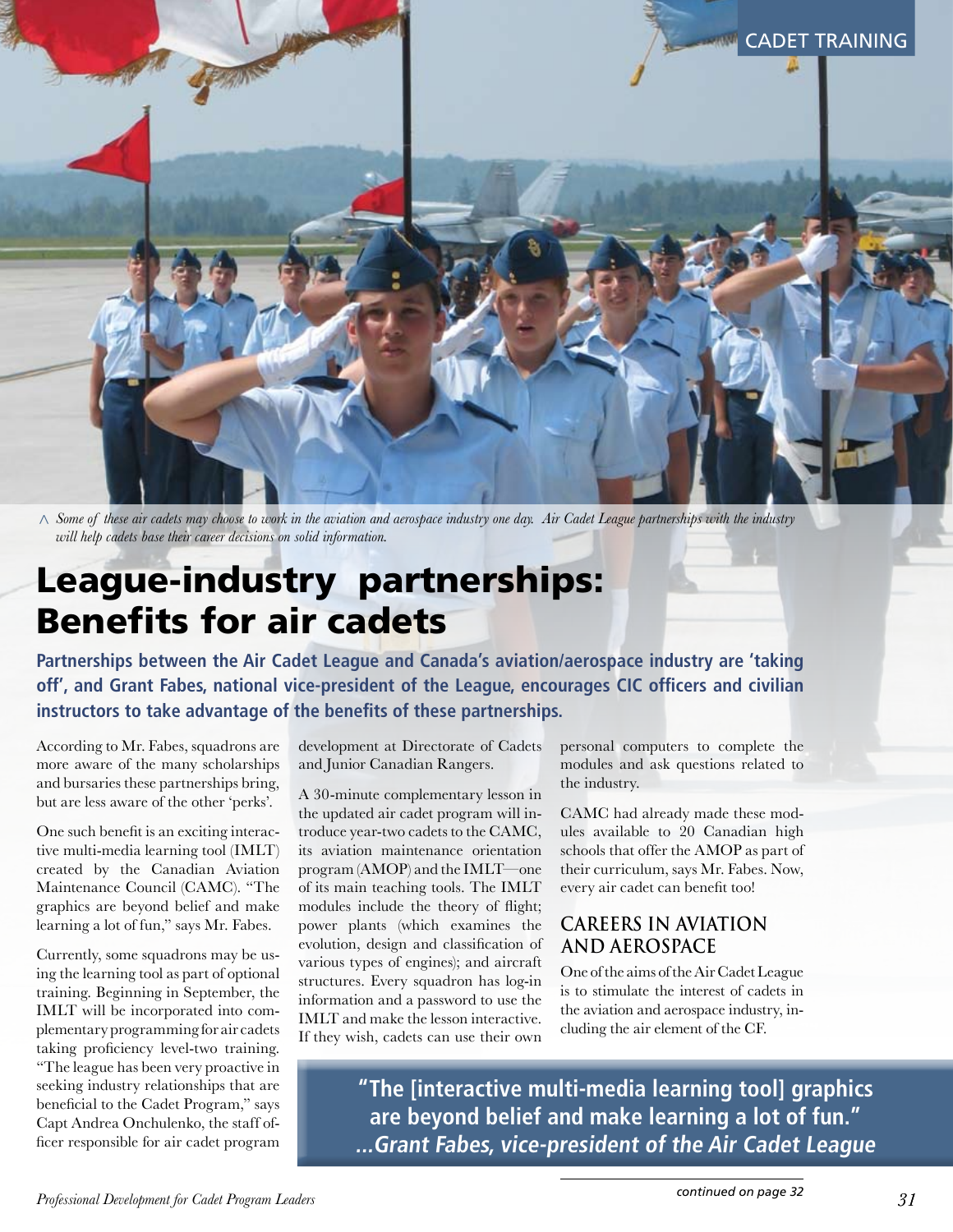^ *Some of these air cadets may choose to work in the aviation and aerospace industry one day. Air Cadet League partnerships with the industry will help cadets base their career decisions on solid information.*

# League-industry partnerships: Benefits for air cadets

**Partnerships between the Air Cadet League and Canada's aviation/aerospace industry are 'taking off', and Grant Fabes, national vice-president of the League, encourages CIC officers and civilian instructors to take advantage of the benefits of these partnerships.**

According to Mr. Fabes, squadrons are more aware of the many scholarships and bursaries these partnerships bring, but are less aware of the other 'perks'.

One such benefit is an exciting interactive multi-media learning tool (IMLT) created by the Canadian Aviation Maintenance Council (CAMC). "The graphics are beyond belief and make learning a lot of fun," says Mr. Fabes.

Currently, some squadrons may be using the learning tool as part of optional training. Beginning in September, the IMLT will be incorporated into complementary programming for air cadets taking proficiency level-two training. "The league has been very proactive in seeking industry relationships that are beneficial to the Cadet Program," says Capt Andrea Onchulenko, the staff officer responsible for air cadet program development at Directorate of Cadets and Junior Canadian Rangers.

A 30-minute complementary lesson in the updated air cadet program will introduce year-two cadets to the CAMC, its aviation maintenance orientation program (AMOP) and the IMLT—one of its main teaching tools. The IMLT modules include the theory of flight; power plants (which examines the evolution, design and classification of various types of engines); and aircraft structures. Every squadron has log-in information and a password to use the IMLT and make the lesson interactive. If they wish, cadets can use their own personal computers to complete the modules and ask questions related to the industry.

CAMC had already made these modules available to 20 Canadian high schools that offer the AMOP as part of their curriculum, says Mr. Fabes. Now, every air cadet can benefit too!

## CAREERS IN AVIATION AND AEROSPACE

One of the aims of the Air Cadet League is to stimulate the interest of cadets in the aviation and aerospace industry, including the air element of the CF.

> **"The [interactive multi-media learning tool] graphics are beyond belief and make learning a lot of fun."**
> ***...Grant Fabes, vice-president of the Air Cadet League***

*continued on page 32*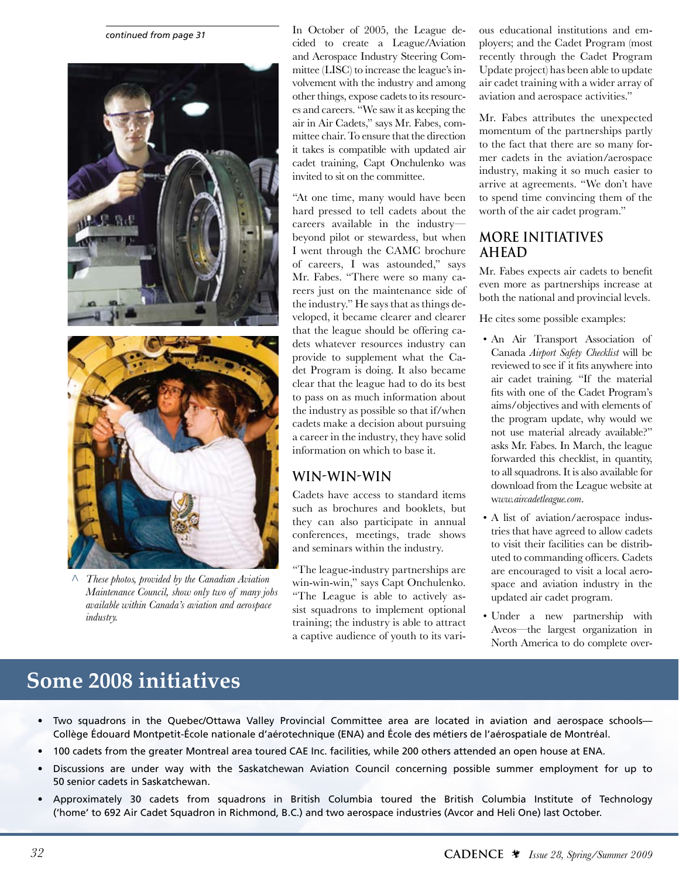*continued from page 31*

^ *These photos, provided by the Canadian Aviation Maintenance Council, show only two of many jobs available within Canada's aviation and aerospace industry.*

In October of 2005, the League decided to create a League/Aviation and Aerospace Industry Steering Committee (LISC) to increase the league's involvement with the industry and among other things, expose cadets to its resources and careers. "We saw it as keeping the air in Air Cadets," says Mr. Fabes, committee chair. To ensure that the direction it takes is compatible with updated air cadet training, Capt Onchulenko was invited to sit on the committee.

"At one time, many would have been hard pressed to tell cadets about the careers available in the industry—beyond pilot or stewardess, but when I went through the CAMC brochure of careers, I was astounded," says Mr. Fabes. "There were so many careers just on the maintenance side of the industry." He says that as things developed, it became clearer and clearer that the league should be offering cadets whatever resources industry can provide to supplement what the Cadet Program is doing. It also became clear that the league had to do its best to pass on as much information about the industry as possible so that if/when cadets make a decision about pursuing a career in the industry, they have solid information on which to base it.

## WIN-WIN-WIN

Cadets have access to standard items such as brochures and booklets, but they can also participate in annual conferences, meetings, trade shows and seminars within the industry.

"The league-industry partnerships are win-win-win," says Capt Onchulenko. "The League is able to actively assist squadrons to implement optional training; the industry is able to attract a captive audience of youth to its various educational institutions and employers; and the Cadet Program (most recently through the Cadet Program Update project) has been able to update air cadet training with a wider array of aviation and aerospace activities."

Mr. Fabes attributes the unexpected momentum of the partnerships partly to the fact that there are so many former cadets in the aviation/aerospace industry, making it so much easier to arrive at agreements. "We don't have to spend time convincing them of the worth of the air cadet program."

## MORE INITIATIVES AHEAD

Mr. Fabes expects air cadets to benefit even more as partnerships increase at both the national and provincial levels.

He cites some possible examples:

- An Air Transport Association of Canada *Airport Safety Checklist* will be reviewed to see if it fits anywhere into air cadet training. "If the material fits with one of the Cadet Program's aims/objectives and with elements of the program update, why would we not use material already available?" asks Mr. Fabes. In March, the league forwarded this checklist, in quantity, to all squadrons. It is also available for download from the League website at *www.aircadetleague.com*.
- A list of aviation/aerospace industries that have agreed to allow cadets to visit their facilities can be distributed to commanding officers. Cadets are encouraged to visit a local aerospace and aviation industry in the updated air cadet program.
- Under a new partnership with Aveos—the largest organization in North America to do complete over-

## Some 2008 initiatives

- Two squadrons in the Quebec/Ottawa Valley Provincial Committee area are located in aviation and aerospace schools—Collège Édouard Montpetit-École nationale d'aérotechnique (ENA) and École des métiers de l'aérospatiale de Montréal.
- 100 cadets from the greater Montreal area toured CAE Inc. facilities, while 200 others attended an open house at ENA.
- Discussions are under way with the Saskatchewan Aviation Council concerning possible summer employment for up to 50 senior cadets in Saskatchewan.
- Approximately 30 cadets from squadrons in British Columbia toured the British Columbia Institute of Technology ('home' to 692 Air Cadet Squadron in Richmond, B.C.) and two aerospace industries (Avcor and Heli One) last October.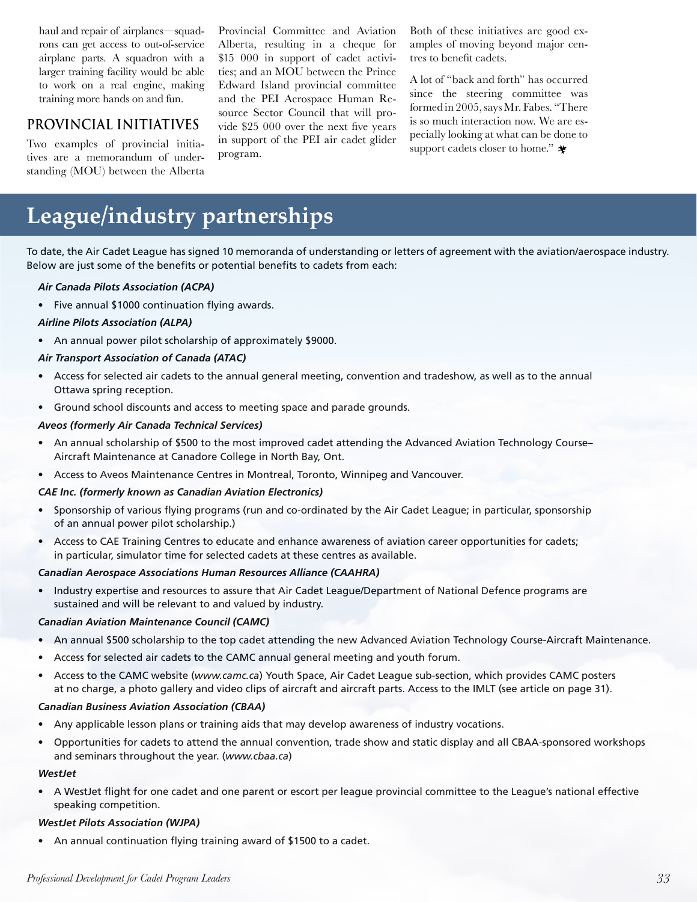haul and repair of airplanes—squadrons can get access to out-of-service airplane parts. A squadron with a larger training facility would be able to work on a real engine, making training more hands on and fun.

## PROVINCIAL INITIATIVES

Two examples of provincial initiatives are a memorandum of understanding (MOU) between the Alberta Provincial Committee and Aviation Alberta, resulting in a cheque for $15 000 in support of cadet activities; and an MOU between the Prince Edward Island provincial committee and the PEI Aerospace Human Resource Sector Council that will provide $25 000 over the next five years in support of the PEI air cadet glider program.

Both of these initiatives are good examples of moving beyond major centres to benefit cadets.

A lot of "back and forth" has occurred since the steering committee was formed in 2005, says Mr. Fabes. "There is so much interaction now. We are especially looking at what can be done to support cadets closer to home."

# League/industry partnerships

To date, the Air Cadet League has signed 10 memoranda of understanding or letters of agreement with the aviation/aerospace industry. Below are just some of the benefits or potential benefits to cadets from each:

***Air Canada Pilots Association (ACPA)***

- Five annual $1000 continuation flying awards.

***Airline Pilots Association (ALPA)***

- An annual power pilot scholarship of approximately $9000.

***Air Transport Association of Canada (ATAC)***

- Access for selected air cadets to the annual general meeting, convention and tradeshow, as well as to the annual Ottawa spring reception.
- Ground school discounts and access to meeting space and parade grounds.

***Aveos (formerly Air Canada Technical Services)***

- An annual scholarship of $500 to the most improved cadet attending the Advanced Aviation Technology Course–Aircraft Maintenance at Canadore College in North Bay, Ont.
- Access to Aveos Maintenance Centres in Montreal, Toronto, Winnipeg and Vancouver.

***CAE Inc. (formerly known as Canadian Aviation Electronics)***

- Sponsorship of various flying programs (run and co-ordinated by the Air Cadet League; in particular, sponsorship of an annual power pilot scholarship.)
- Access to CAE Training Centres to educate and enhance awareness of aviation career opportunities for cadets; in particular, simulator time for selected cadets at these centres as available.

***Canadian Aerospace Associations Human Resources Alliance (CAAHRA)***

- Industry expertise and resources to assure that Air Cadet League/Department of National Defence programs are sustained and will be relevant to and valued by industry.

***Canadian Aviation Maintenance Council (CAMC)***

- An annual $500 scholarship to the top cadet attending the new Advanced Aviation Technology Course-Aircraft Maintenance.
- Access for selected air cadets to the CAMC annual general meeting and youth forum.
- Access to the CAMC website (*www.camc.ca*) Youth Space, Air Cadet League sub-section, which provides CAMC posters at no charge, a photo gallery and video clips of aircraft and aircraft parts. Access to the IMLT (see article on page 31).

***Canadian Business Aviation Association (CBAA)***

- Any applicable lesson plans or training aids that may develop awareness of industry vocations.
- Opportunities for cadets to attend the annual convention, trade show and static display and all CBAA-sponsored workshops and seminars throughout the year. (*www.cbaa.ca*)

***WestJet***

- A WestJet flight for one cadet and one parent or escort per league provincial committee to the League's national effective speaking competition.

***WestJet Pilots Association (WJPA)***

- An annual continuation flying training award of $1500 to a cadet.